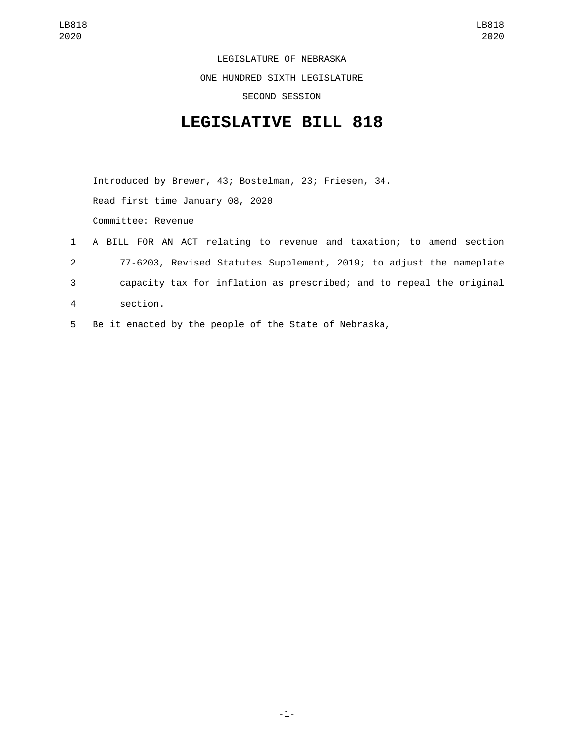LEGISLATURE OF NEBRASKA

ONE HUNDRED SIXTH LEGISLATURE

SECOND SESSION

# LEGISLATIVE BILL 818

Introduced by Brewer, 43; Bostelman, 23; Friesen, 34.

Read first time January 08, 2020

Committee: Revenue

1 A BILL FOR AN ACT relating to revenue and taxation; to amend section
2 77-6203, Revised Statutes Supplement, 2019; to adjust the nameplate
3 capacity tax for inflation as prescribed; and to repeal the original
4 section.
5 Be it enacted by the people of the State of Nebraska,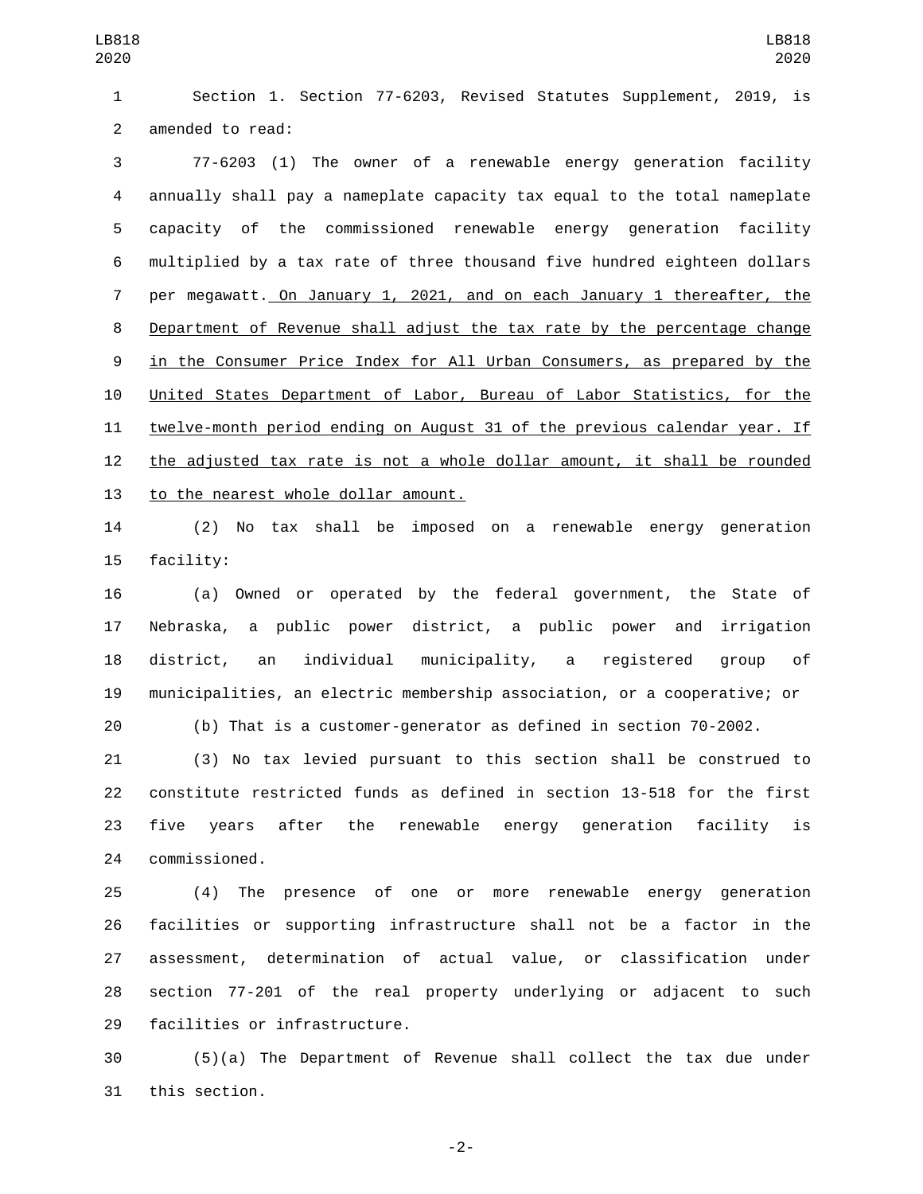Section 1. Section 77-6203, Revised Statutes Supplement, 2019, is amended to read:

77-6203 (1) The owner of a renewable energy generation facility annually shall pay a nameplate capacity tax equal to the total nameplate capacity of the commissioned renewable energy generation facility multiplied by a tax rate of three thousand five hundred eighteen dollars per megawatt. <u>On January 1, 2021, and on each January 1 thereafter, the Department of Revenue shall adjust the tax rate by the percentage change in the Consumer Price Index for All Urban Consumers, as prepared by the United States Department of Labor, Bureau of Labor Statistics, for the twelve-month period ending on August 31 of the previous calendar year. If the adjusted tax rate is not a whole dollar amount, it shall be rounded to the nearest whole dollar amount.</u>

(2) No tax shall be imposed on a renewable energy generation facility:

(a) Owned or operated by the federal government, the State of Nebraska, a public power district, a public power and irrigation district, an individual municipality, a registered group of municipalities, an electric membership association, or a cooperative; or

(b) That is a customer-generator as defined in section 70-2002.

(3) No tax levied pursuant to this section shall be construed to constitute restricted funds as defined in section 13-518 for the first five years after the renewable energy generation facility is commissioned.

(4) The presence of one or more renewable energy generation facilities or supporting infrastructure shall not be a factor in the assessment, determination of actual value, or classification under section 77-201 of the real property underlying or adjacent to such facilities or infrastructure.

(5)(a) The Department of Revenue shall collect the tax due under this section.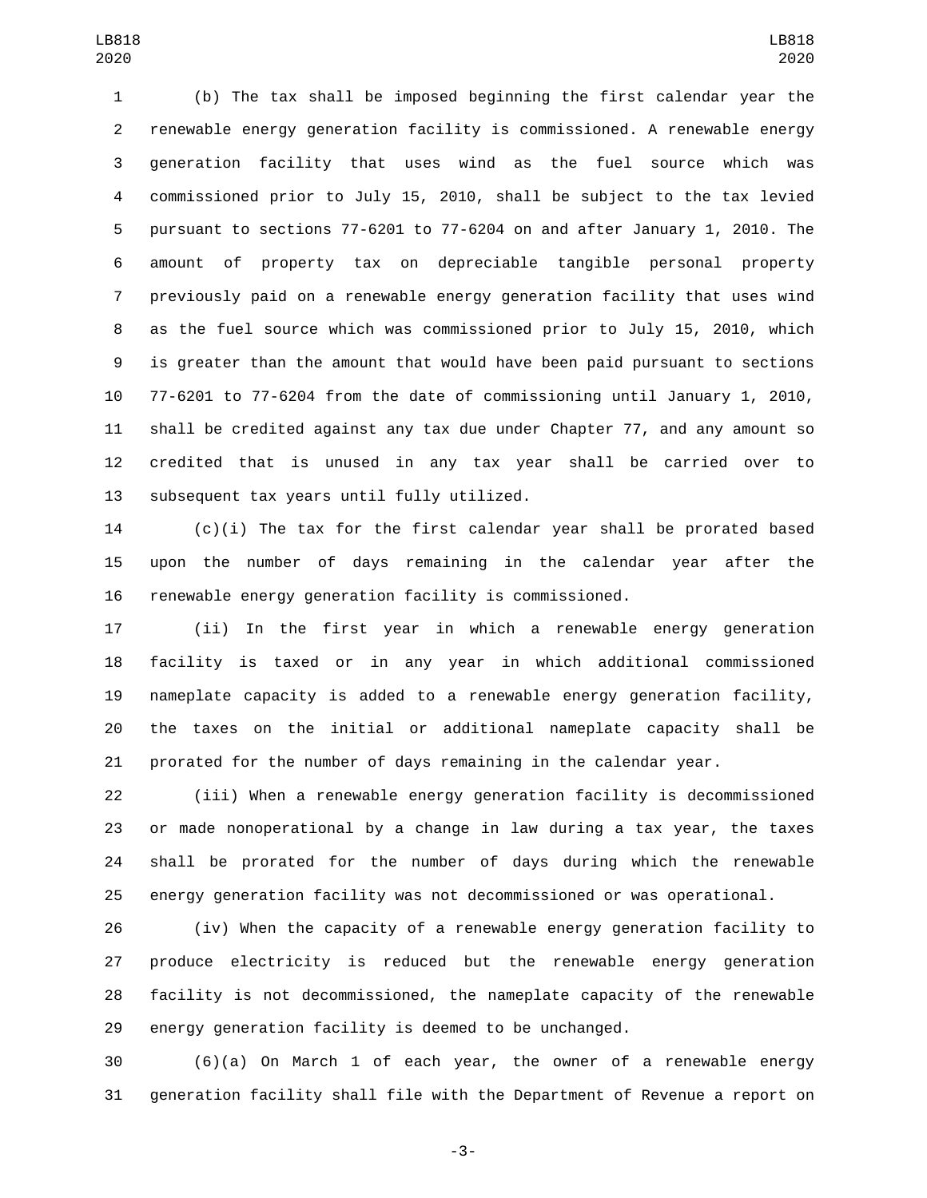(b) The tax shall be imposed beginning the first calendar year the renewable energy generation facility is commissioned. A renewable energy generation facility that uses wind as the fuel source which was commissioned prior to July 15, 2010, shall be subject to the tax levied pursuant to sections 77-6201 to 77-6204 on and after January 1, 2010. The amount of property tax on depreciable tangible personal property previously paid on a renewable energy generation facility that uses wind as the fuel source which was commissioned prior to July 15, 2010, which is greater than the amount that would have been paid pursuant to sections 77-6201 to 77-6204 from the date of commissioning until January 1, 2010, shall be credited against any tax due under Chapter 77, and any amount so credited that is unused in any tax year shall be carried over to subsequent tax years until fully utilized.

(c)(i) The tax for the first calendar year shall be prorated based upon the number of days remaining in the calendar year after the renewable energy generation facility is commissioned.

(ii) In the first year in which a renewable energy generation facility is taxed or in any year in which additional commissioned nameplate capacity is added to a renewable energy generation facility, the taxes on the initial or additional nameplate capacity shall be prorated for the number of days remaining in the calendar year.

(iii) When a renewable energy generation facility is decommissioned or made nonoperational by a change in law during a tax year, the taxes shall be prorated for the number of days during which the renewable energy generation facility was not decommissioned or was operational.

(iv) When the capacity of a renewable energy generation facility to produce electricity is reduced but the renewable energy generation facility is not decommissioned, the nameplate capacity of the renewable energy generation facility is deemed to be unchanged.

(6)(a) On March 1 of each year, the owner of a renewable energy generation facility shall file with the Department of Revenue a report on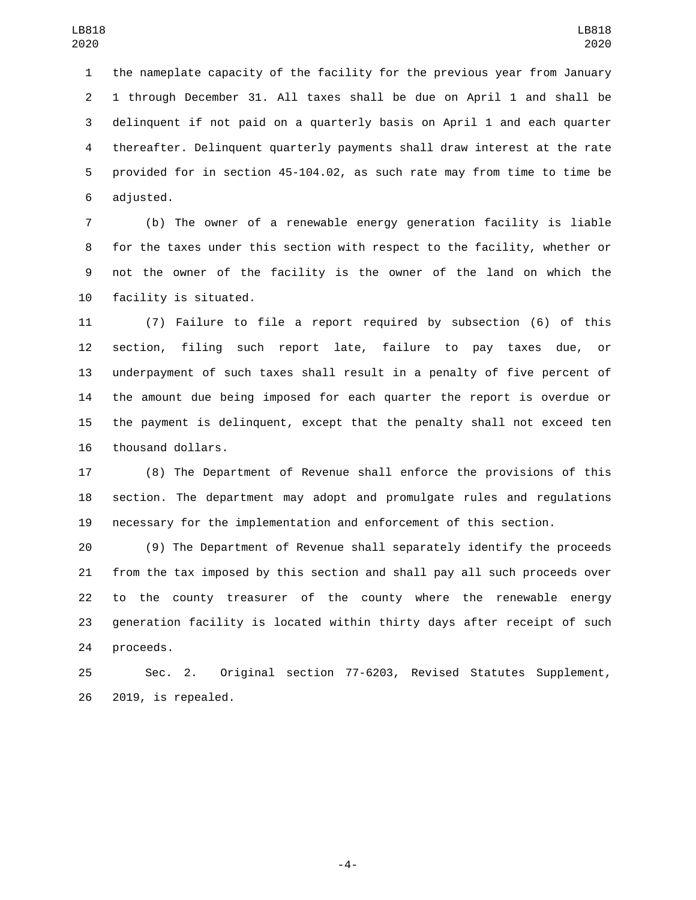the nameplate capacity of the facility for the previous year from January 1 through December 31. All taxes shall be due on April 1 and shall be delinquent if not paid on a quarterly basis on April 1 and each quarter thereafter. Delinquent quarterly payments shall draw interest at the rate provided for in section 45-104.02, as such rate may from time to time be adjusted.

(b) The owner of a renewable energy generation facility is liable for the taxes under this section with respect to the facility, whether or not the owner of the facility is the owner of the land on which the facility is situated.

(7) Failure to file a report required by subsection (6) of this section, filing such report late, failure to pay taxes due, or underpayment of such taxes shall result in a penalty of five percent of the amount due being imposed for each quarter the report is overdue or the payment is delinquent, except that the penalty shall not exceed ten thousand dollars.

(8) The Department of Revenue shall enforce the provisions of this section. The department may adopt and promulgate rules and regulations necessary for the implementation and enforcement of this section.

(9) The Department of Revenue shall separately identify the proceeds from the tax imposed by this section and shall pay all such proceeds over to the county treasurer of the county where the renewable energy generation facility is located within thirty days after receipt of such proceeds.

Sec. 2. Original section 77-6203, Revised Statutes Supplement, 2019, is repealed.